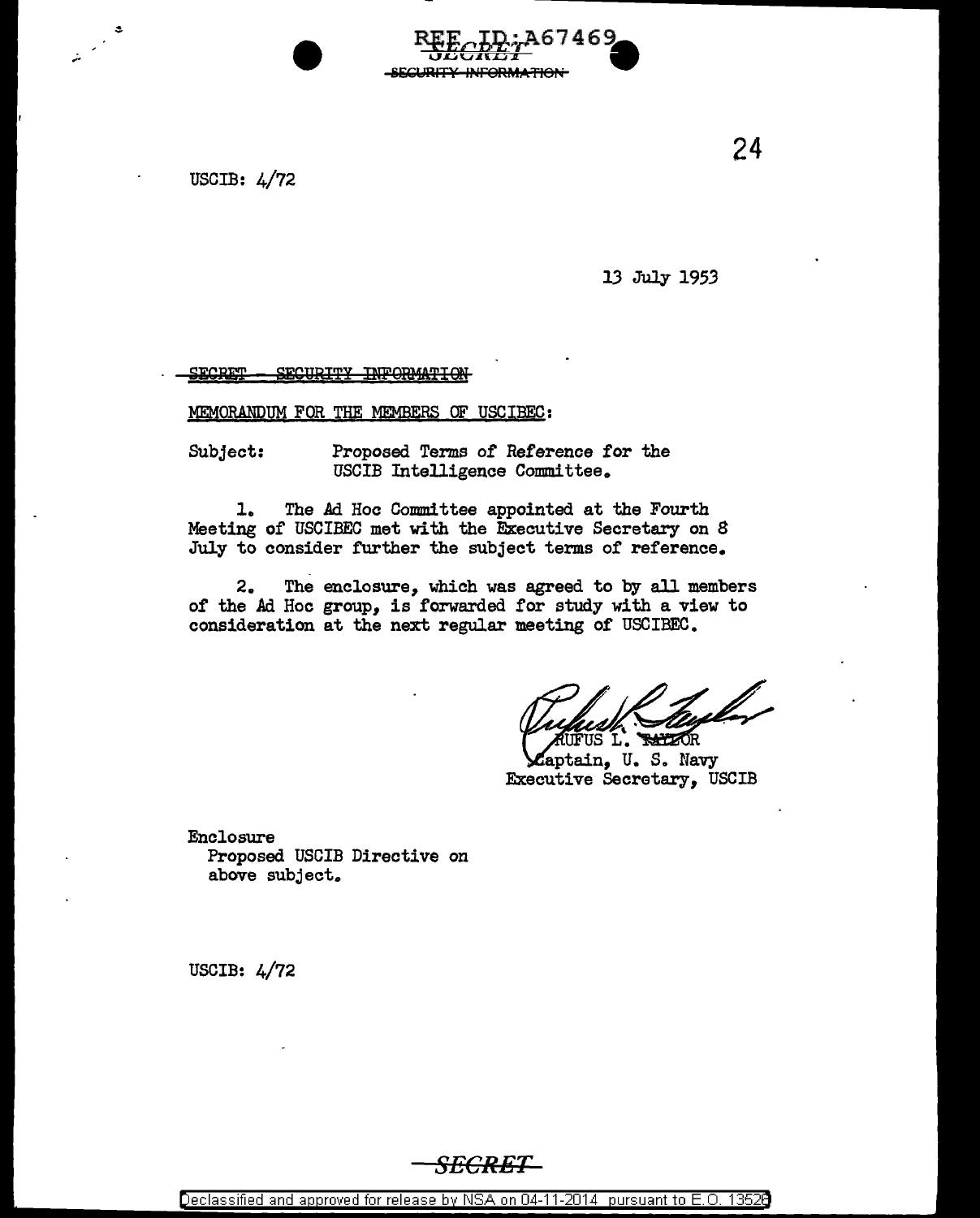USCIB: 4/72

13 July 1953

~~SECRET - SECURITY INFORMATION~~

MEMORANDUM FOR THE MEMBERS OF USCIBEC:

Subject: Proposed Terms of Reference for the USCIB Intelligence Committee.

1. The Ad Hoc Committee appointed at the Fourth Meeting of USCIBEC met with the Executive Secretary on 8 July to consider further the subject terms of reference.

2. The enclosure, which was agreed to by all members of the Ad Hoc group, is forwarded for study with a view to consideration at the next regular meeting of USCIBEC.

RUFUS L. TAYLOR
Captain, U. S. Navy
Executive Secretary, USCIB

Enclosure
Proposed USCIB Directive on above subject.

USCIB: 4/72

**SECRET**

Declassified and approved for release by NSA on 04-11-2014 pursuant to E.O. 13526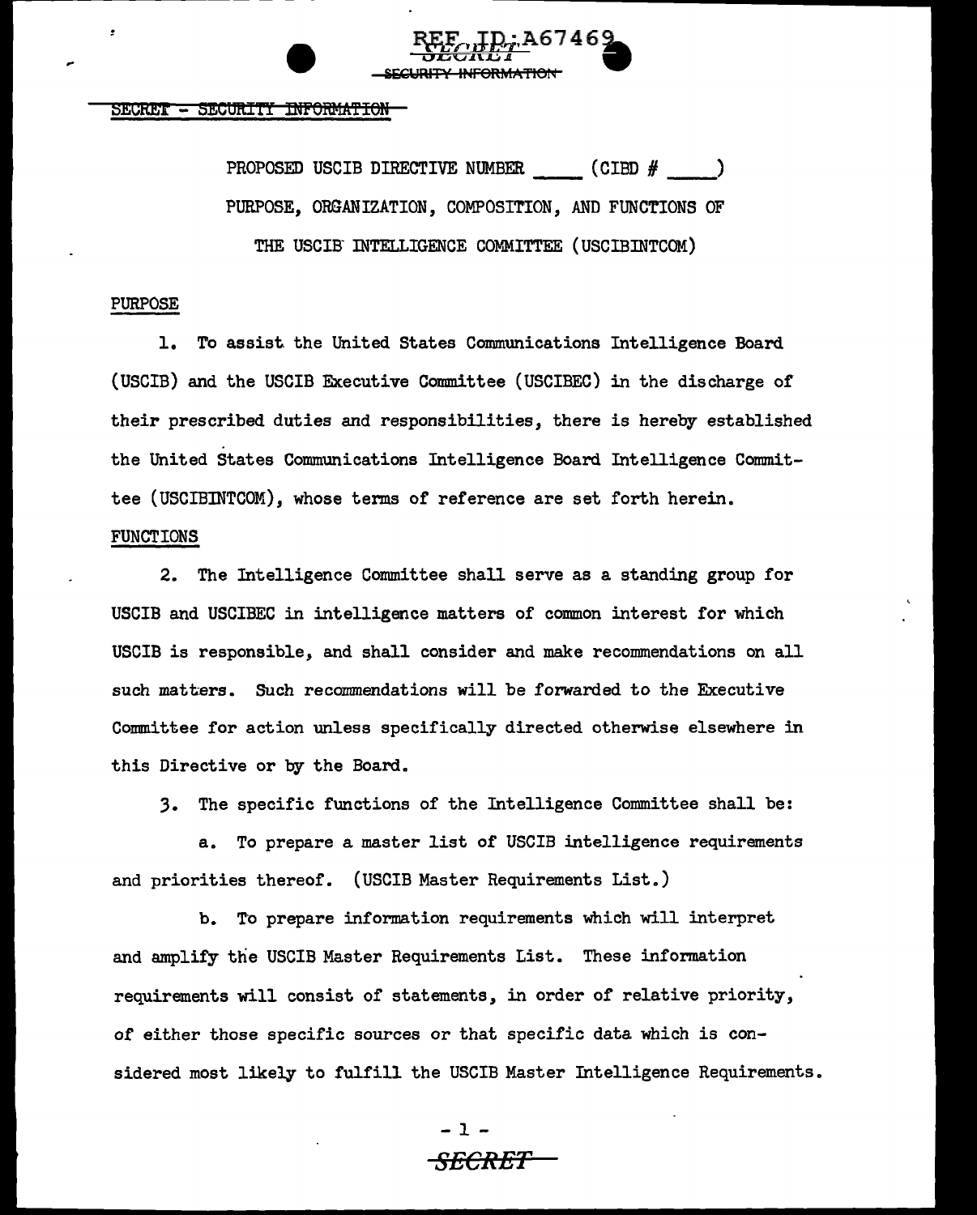SECRET - SECURITY INFORMATION

PROPOSED USCIB DIRECTIVE NUMBER \_\_\_\_\_ (CIBD # \_\_\_\_\_)

PURPOSE, ORGANIZATION, COMPOSITION, AND FUNCTIONS OF

THE USCIB INTELLIGENCE COMMITTEE (USCIBINTCOM)

PURPOSE

1. To assist the United States Communications Intelligence Board (USCIB) and the USCIB Executive Committee (USCIBEC) in the discharge of their prescribed duties and responsibilities, there is hereby established the United States Communications Intelligence Board Intelligence Committee (USCIBINTCOM), whose terms of reference are set forth herein.

FUNCTIONS

2. The Intelligence Committee shall serve as a standing group for USCIB and USCIBEC in intelligence matters of common interest for which USCIB is responsible, and shall consider and make recommendations on all such matters. Such recommendations will be forwarded to the Executive Committee for action unless specifically directed otherwise elsewhere in this Directive or by the Board.

3. The specific functions of the Intelligence Committee shall be:

a. To prepare a master list of USCIB intelligence requirements and priorities thereof. (USCIB Master Requirements List.)

b. To prepare information requirements which will interpret and amplify the USCIB Master Requirements List. These information requirements will consist of statements, in order of relative priority, of either those specific sources or that specific data which is considered most likely to fulfill the USCIB Master Intelligence Requirements.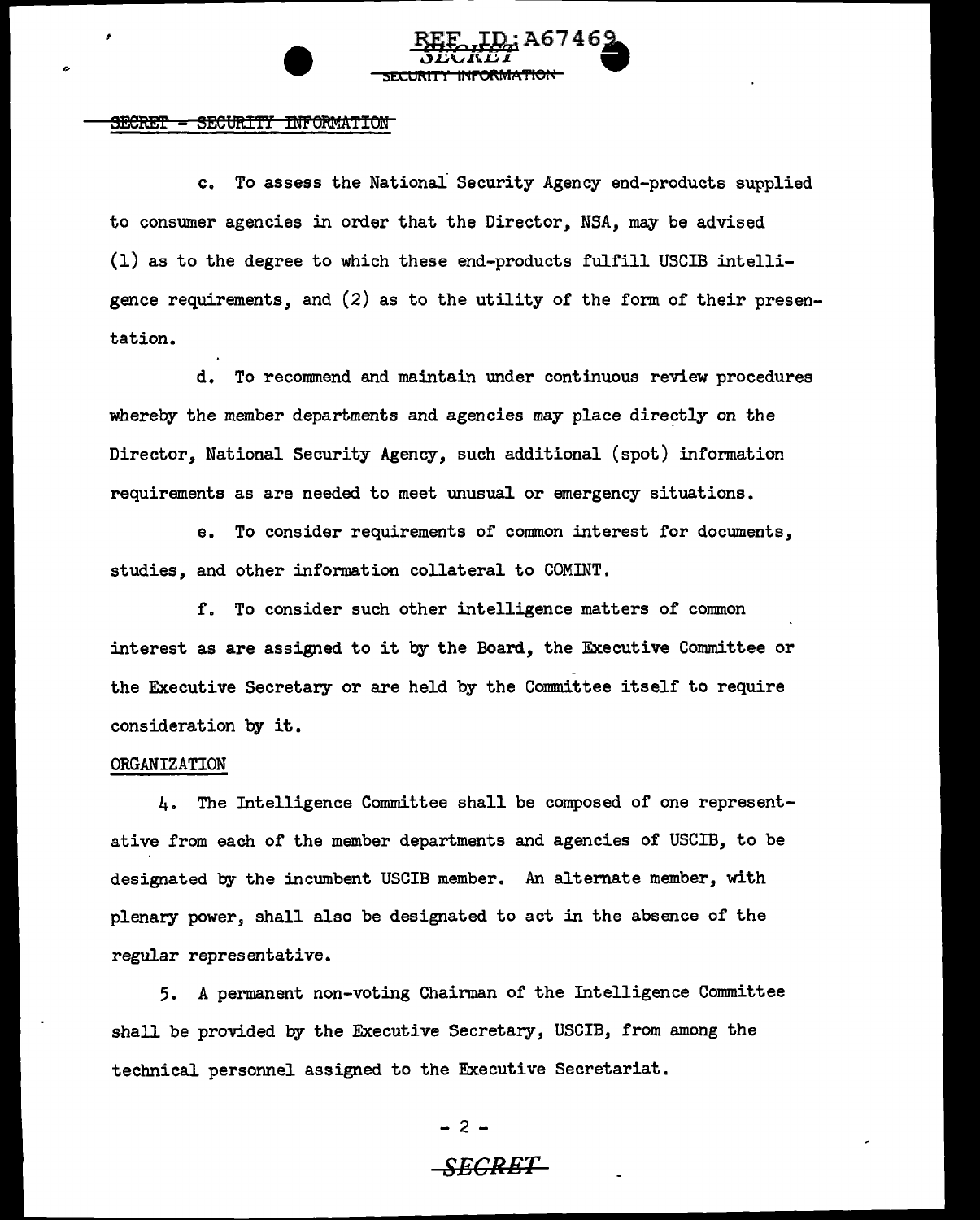SECRET - SECURITY INFORMATION

c. To assess the National Security Agency end-products supplied to consumer agencies in order that the Director, NSA, may be advised (1) as to the degree to which these end-products fulfill USCIB intelligence requirements, and (2) as to the utility of the form of their presentation.

d. To recommend and maintain under continuous review procedures whereby the member departments and agencies may place directly on the Director, National Security Agency, such additional (spot) information requirements as are needed to meet unusual or emergency situations.

e. To consider requirements of common interest for documents, studies, and other information collateral to COMINT.

f. To consider such other intelligence matters of common interest as are assigned to it by the Board, the Executive Committee or the Executive Secretary or are held by the Committee itself to require consideration by it.

ORGANIZATION

4. The Intelligence Committee shall be composed of one representative from each of the member departments and agencies of USCIB, to be designated by the incumbent USCIB member. An alternate member, with plenary power, shall also be designated to act in the absence of the regular representative.

5. A permanent non-voting Chairman of the Intelligence Committee shall be provided by the Executive Secretary, USCIB, from among the technical personnel assigned to the Executive Secretariat.

SECRET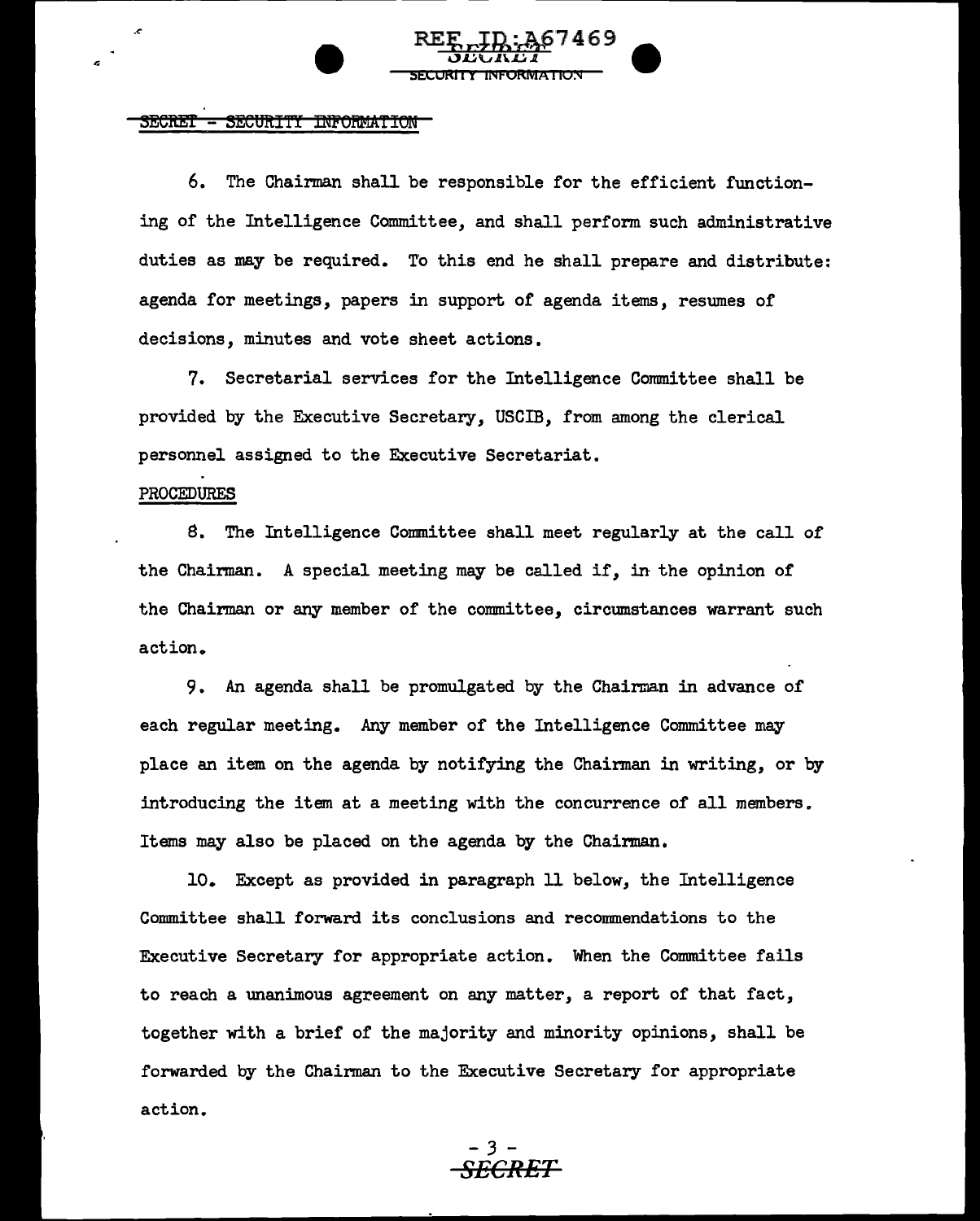SECRET - SECURITY INFORMATION

6. The Chairman shall be responsible for the efficient functioning of the Intelligence Committee, and shall perform such administrative duties as may be required. To this end he shall prepare and distribute: agenda for meetings, papers in support of agenda items, resumes of decisions, minutes and vote sheet actions.

7. Secretarial services for the Intelligence Committee shall be provided by the Executive Secretary, USCIB, from among the clerical personnel assigned to the Executive Secretariat.

PROCEDURES

8. The Intelligence Committee shall meet regularly at the call of the Chairman. A special meeting may be called if, in the opinion of the Chairman or any member of the committee, circumstances warrant such action.

9. An agenda shall be promulgated by the Chairman in advance of each regular meeting. Any member of the Intelligence Committee may place an item on the agenda by notifying the Chairman in writing, or by introducing the item at a meeting with the concurrence of all members. Items may also be placed on the agenda by the Chairman.

10. Except as provided in paragraph 11 below, the Intelligence Committee shall forward its conclusions and recommendations to the Executive Secretary for appropriate action. When the Committee fails to reach a unanimous agreement on any matter, a report of that fact, together with a brief of the majority and minority opinions, shall be forwarded by the Chairman to the Executive Secretary for appropriate action.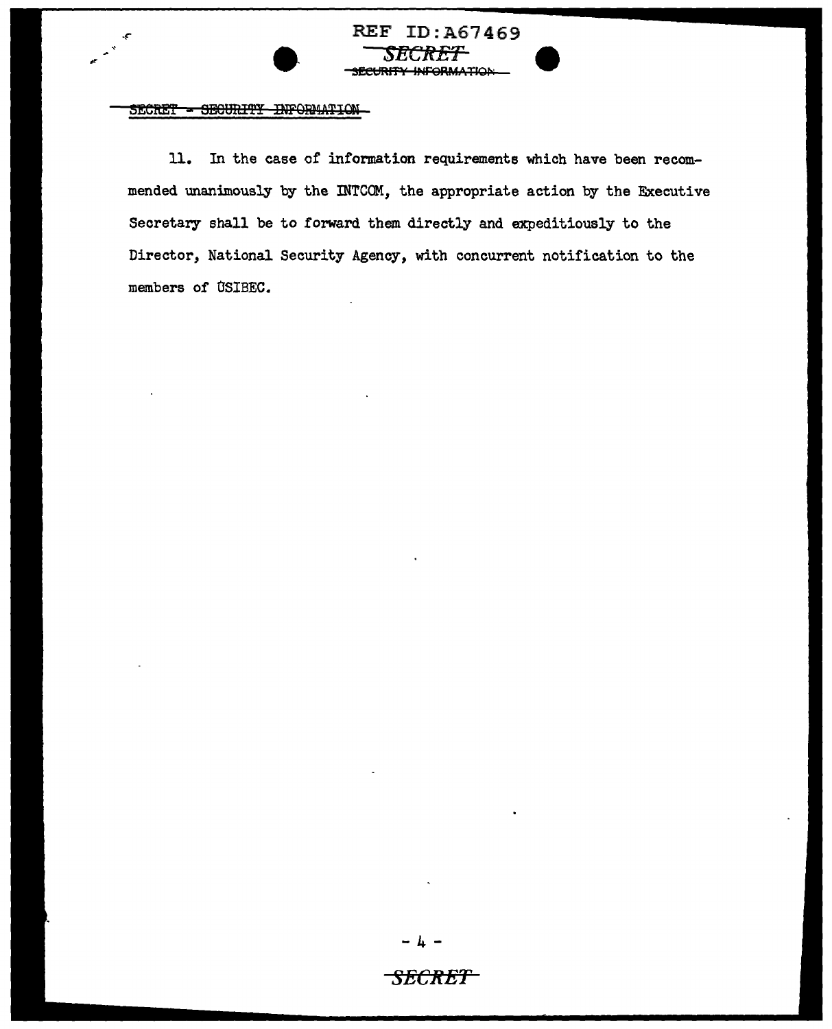11. In the case of information requirements which have been recommended unanimously by the INTCOM, the appropriate action by the Executive Secretary shall be to forward them directly and expeditiously to the Director, National Security Agency, with concurrent notification to the members of USIBEC.